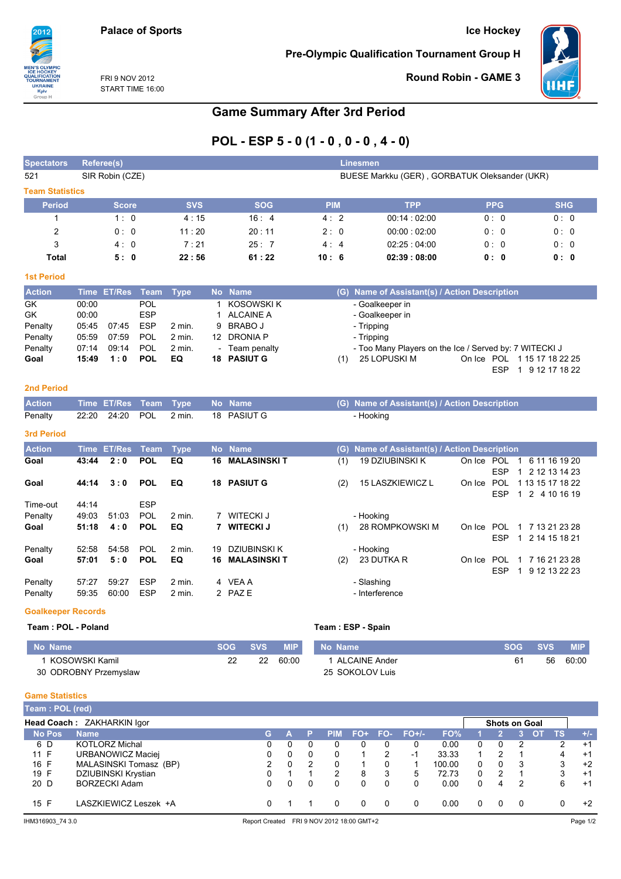Palace of Sports

Ice Hockey

Pre-Olympic Qualification Tournament Group H

FRI 9 NOV 2012
START TIME 16:00

Round Robin - GAME 3

# Game Summary After 3rd Period

## POL - ESP 5 - 0 (1 - 0 , 0 - 0 , 4 - 0)

| Spectators | Referee(s) | Linesmen |
|---|---|---|
| 521 | SIR Robin (CZE) | BUESE Markku (GER) , GORBATUK Oleksander (UKR) |

### Team Statistics

| Period | Score | SVS | SOG | PIM | TPP | PPG | SHG |
|---|---|---|---|---|---|---|---|
| 1 | 1 : 0 | 4 : 15 | 16 : 4 | 4 : 2 | 00:14 : 02:00 | 0 : 0 | 0 : 0 |
| 2 | 0 : 0 | 11 : 20 | 20 : 11 | 2 : 0 | 00:00 : 02:00 | 0 : 0 | 0 : 0 |
| 3 | 4 : 0 | 7 : 21 | 25 : 7 | 4 : 4 | 02:25 : 04:00 | 0 : 0 | 0 : 0 |
| **Total** | **5 : 0** | **22 : 56** | **61 : 22** | **10 : 6** | **02:39 : 08:00** | **0 : 0** | **0 : 0** |

### 1st Period

| Action | Time | ET/Res | Team | Type | No | Name | (G) | Name of Assistant(s) / Action Description | | | |
|---|---|---|---|---|---|---|---|---|---|---|---|
| GK | 00:00 | | POL | | 1 | KOSOWSKI K | | - Goalkeeper in | | | |
| GK | 00:00 | | ESP | | 1 | ALCAINE A | | - Goalkeeper in | | | |
| Penalty | 05:45 | 07:45 | ESP | 2 min. | 9 | BRABO J | | - Tripping | | | |
| Penalty | 05:59 | 07:59 | POL | 2 min. | 12 | DRONIA P | | - Tripping | | | |
| Penalty | 07:14 | 09:14 | POL | 2 min. | - | Team penalty | | - Too Many Players on the Ice / Served by: 7 WITECKI J | | | |
| **Goal** | **15:49** | **1 : 0** | **POL** | **EQ** | **18** | **PASIUT G** | (1) | 25 LOPUSKI M | On Ice | POL | 1 15 17 18 22 25 |
| | | | | | | | | | | ESP | 1 9 12 17 18 22 |

### 2nd Period

| Action | Time | ET/Res | Team | Type | No | Name | (G) | Name of Assistant(s) / Action Description |
|---|---|---|---|---|---|---|---|---|
| Penalty | 22:20 | 24:20 | POL | 2 min. | 18 | PASIUT G | | - Hooking |

### 3rd Period

| Action | Time | ET/Res | Team | Type | No | Name | (G) | Name of Assistant(s) / Action Description | | | |
|---|---|---|---|---|---|---|---|---|---|---|---|
| **Goal** | **43:44** | **2 : 0** | **POL** | **EQ** | **16** | **MALASINSKI T** | (1) | 19 DZIUBINSKI K | On Ice | POL | 1 6 11 16 19 20 |
| | | | | | | | | | | ESP | 1 2 12 13 14 23 |
| **Goal** | **44:14** | **3 : 0** | **POL** | **EQ** | **18** | **PASIUT G** | (2) | 15 LASZKIEWICZ L | On Ice | POL | 1 13 15 17 18 22 |
| | | | | | | | | | | ESP | 1 2 4 10 16 19 |
| Time-out | 44:14 | | ESP | | | | | | | | |
| Penalty | 49:03 | 51:03 | POL | 2 min. | 7 | WITECKI J | | - Hooking | | | |
| **Goal** | **51:18** | **4 : 0** | **POL** | **EQ** | **7** | **WITECKI J** | (1) | 28 ROMPKOWSKI M | On Ice | POL | 1 7 13 21 23 28 |
| | | | | | | | | | | ESP | 1 2 14 15 18 21 |
| Penalty | 52:58 | 54:58 | POL | 2 min. | 19 | DZIUBINSKI K | | - Hooking | | | |
| **Goal** | **57:01** | **5 : 0** | **POL** | **EQ** | **16** | **MALASINSKI T** | (2) | 23 DUTKA R | On Ice | POL | 1 7 16 21 23 28 |
| | | | | | | | | | | ESP | 1 9 12 13 22 23 |
| Penalty | 57:27 | 59:27 | ESP | 2 min. | 4 | VEA A | | - Slashing | | | |
| Penalty | 59:35 | 60:00 | ESP | 2 min. | 2 | PAZ E | | - Interference | | | |

### Goalkeeper Records

**Team : POL - Poland**

| No | Name | SOG | SVS | MIP |
|---|---|---|---|---|
| 1 | KOSOWSKI Kamil | 22 | 22 | 60:00 |
| 30 | ODROBNY Przemyslaw | | | |

**Team : ESP - Spain**

| No | Name | SOG | SVS | MIP |
|---|---|---|---|---|
| 1 | ALCAINE Ander | 61 | 56 | 60:00 |
| 25 | SOKOLOV Luis | | | |

### Game Statistics

**Team : POL (red)**

**Head Coach :** ZAKHARKIN Igor

| No | Pos | Name | G | A | P | PIM | FO+ | FO- | FO+/- | FO% | Shots on Goal 1 | 2 | 3 | OT | TS | +/- |
|---|---|---|---|---|---|---|---|---|---|---|---|---|---|---|---|---|
| 6 | D | KOTLORZ Michal | 0 | 0 | 0 | 0 | 0 | 0 | 0 | 0.00 | 0 | 0 | 2 | | 2 | +1 |
| 11 | F | URBANOWICZ Maciej | 0 | 0 | 0 | 0 | 1 | 2 | -1 | 33.33 | 1 | 2 | 1 | | 4 | +1 |
| 16 | F | MALASINSKI Tomasz (BP) | 2 | 0 | 2 | 0 | 1 | 0 | 1 | 100.00 | 0 | 0 | 3 | | 3 | +2 |
| 19 | F | DZIUBINSKI Krystian | 0 | 1 | 1 | 2 | 8 | 3 | 5 | 72.73 | 0 | 2 | 1 | | 3 | +1 |
| 20 | D | BORZECKI Adam | 0 | 0 | 0 | 0 | 0 | 0 | 0 | 0.00 | 0 | 4 | 2 | | 6 | +1 |
| 15 | F | LASZKIEWICZ Leszek +A | 0 | 1 | 1 | 0 | 0 | 0 | 0 | 0.00 | 0 | 0 | 0 | | 0 | +2 |

IHM316903_74 3.0 Report Created FRI 9 NOV 2012 18:00 GMT+2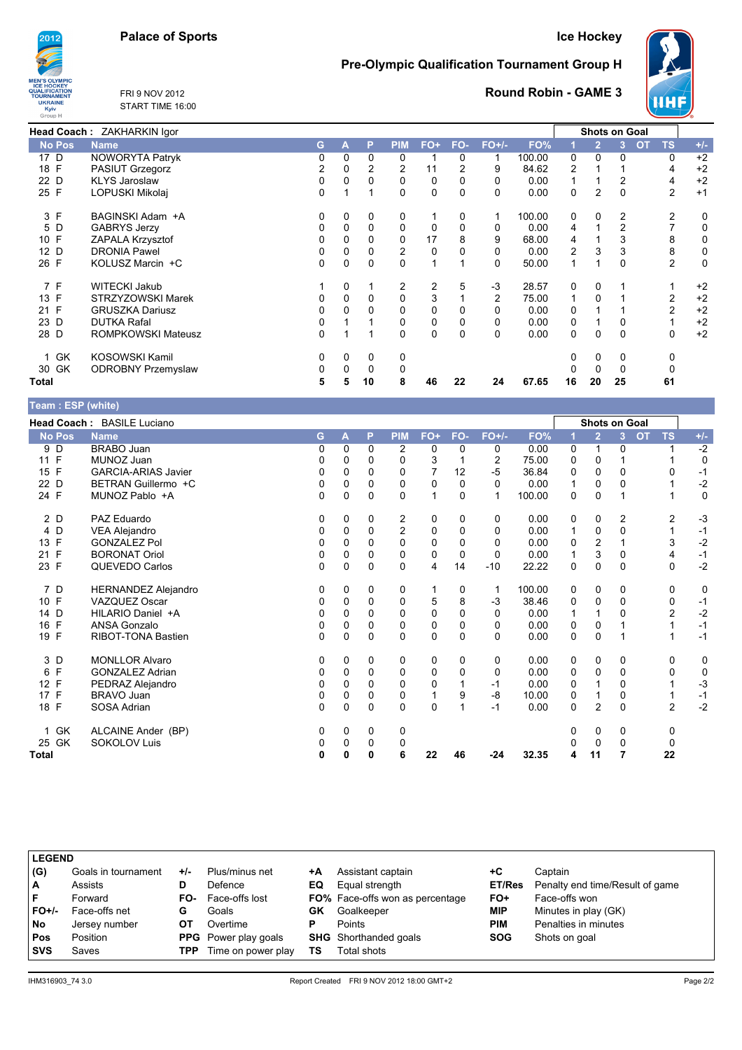Palace of Sports

Ice Hockey

**Pre-Olympic Qualification Tournament Group H**

FRI 9 NOV 2012
START TIME 16:00

**Round Robin - GAME 3**

**Head Coach :** ZAKHARKIN Igor

| No | Pos | Name | G | A | P | PIM | FO+ | FO- | FO+/- | FO% | Shots on Goal 1 | 2 | 3 | OT | TS | +/- |
|---|---|---|---|---|---|---|---|---|---|---|---|---|---|---|---|---|
| 17 | D | NOWORYTA Patryk | 0 | 0 | 0 | 0 | 1 | 0 | 1 | 100.00 | 0 | 0 | 0 | | 0 | +2 |
| 18 | F | PASIUT Grzegorz | 2 | 0 | 2 | 2 | 11 | 2 | 9 | 84.62 | 2 | 1 | 1 | | 4 | +2 |
| 22 | D | KLYS Jaroslaw | 0 | 0 | 0 | 0 | 0 | 0 | 0 | 0.00 | 1 | 1 | 2 | | 4 | +2 |
| 25 | F | LOPUSKI Mikolaj | 0 | 1 | 1 | 0 | 0 | 0 | 0 | 0.00 | 0 | 2 | 0 | | 2 | +1 |
| 3 | F | BAGINSKI Adam +A | 0 | 0 | 0 | 0 | 1 | 0 | 1 | 100.00 | 0 | 0 | 2 | | 2 | 0 |
| 5 | D | GABRYS Jerzy | 0 | 0 | 0 | 0 | 0 | 0 | 0 | 0.00 | 4 | 1 | 2 | | 7 | 0 |
| 10 | F | ZAPALA Krzysztof | 0 | 0 | 0 | 0 | 17 | 8 | 9 | 68.00 | 4 | 1 | 3 | | 8 | 0 |
| 12 | D | DRONIA Pawel | 0 | 0 | 0 | 2 | 0 | 0 | 0 | 0.00 | 2 | 3 | 3 | | 8 | 0 |
| 26 | F | KOLUSZ Marcin +C | 0 | 0 | 0 | 0 | 1 | 1 | 0 | 50.00 | 1 | 1 | 0 | | 2 | 0 |
| 7 | F | WITECKI Jakub | 1 | 0 | 1 | 2 | 2 | 5 | -3 | 28.57 | 0 | 0 | 1 | | 1 | +2 |
| 13 | F | STRZYZOWSKI Marek | 0 | 0 | 0 | 0 | 3 | 1 | 2 | 75.00 | 1 | 0 | 1 | | 2 | +2 |
| 21 | F | GRUSZKA Dariusz | 0 | 0 | 0 | 0 | 0 | 0 | 0 | 0.00 | 0 | 1 | 1 | | 2 | +2 |
| 23 | D | DUTKA Rafal | 0 | 1 | 1 | 0 | 0 | 0 | 0 | 0.00 | 0 | 1 | 0 | | 1 | +2 |
| 28 | D | ROMPKOWSKI Mateusz | 0 | 1 | 1 | 0 | 0 | 0 | 0 | 0.00 | 0 | 0 | 0 | | 0 | +2 |
| 1 | GK | KOSOWSKI Kamil | 0 | 0 | 0 | 0 | | | | | 0 | 0 | 0 | | 0 | |
| 30 | GK | ODROBNY Przemyslaw | 0 | 0 | 0 | 0 | | | | | 0 | 0 | 0 | | 0 | |
| **Total** | | | **5** | **5** | **10** | **8** | **46** | **22** | **24** | **67.65** | **16** | **20** | **25** | | **61** | |

**Team : ESP (white)**

**Head Coach :** BASILE Luciano

| No | Pos | Name | G | A | P | PIM | FO+ | FO- | FO+/- | FO% | Shots on Goal 1 | 2 | 3 | OT | TS | +/- |
|---|---|---|---|---|---|---|---|---|---|---|---|---|---|---|---|---|
| 9 | D | BRABO Juan | 0 | 0 | 0 | 2 | 0 | 0 | 0 | 0.00 | 0 | 1 | 0 | | 1 | -2 |
| 11 | F | MUNOZ Juan | 0 | 0 | 0 | 0 | 3 | 1 | 2 | 75.00 | 0 | 0 | 1 | | 1 | 0 |
| 15 | F | GARCIA-ARIAS Javier | 0 | 0 | 0 | 0 | 7 | 12 | -5 | 36.84 | 0 | 0 | 0 | | 0 | -1 |
| 22 | D | BETRAN Guillermo +C | 0 | 0 | 0 | 0 | 0 | 0 | 0 | 0.00 | 1 | 0 | 0 | | 1 | -2 |
| 24 | F | MUNOZ Pablo +A | 0 | 0 | 0 | 0 | 1 | 0 | 1 | 100.00 | 0 | 0 | 1 | | 1 | 0 |
| 2 | D | PAZ Eduardo | 0 | 0 | 0 | 2 | 0 | 0 | 0 | 0.00 | 0 | 0 | 2 | | 2 | -3 |
| 4 | D | VEA Alejandro | 0 | 0 | 0 | 2 | 0 | 0 | 0 | 0.00 | 1 | 0 | 0 | | 1 | -1 |
| 13 | F | GONZALEZ Pol | 0 | 0 | 0 | 0 | 0 | 0 | 0 | 0.00 | 0 | 2 | 1 | | 3 | -2 |
| 21 | F | BORONAT Oriol | 0 | 0 | 0 | 0 | 0 | 0 | 0 | 0.00 | 1 | 3 | 0 | | 4 | -1 |
| 23 | F | QUEVEDO Carlos | 0 | 0 | 0 | 0 | 4 | 14 | -10 | 22.22 | 0 | 0 | 0 | | 0 | -2 |
| 7 | D | HERNANDEZ Alejandro | 0 | 0 | 0 | 0 | 1 | 0 | 1 | 100.00 | 0 | 0 | 0 | | 0 | 0 |
| 10 | F | VAZQUEZ Oscar | 0 | 0 | 0 | 0 | 5 | 8 | -3 | 38.46 | 0 | 0 | 0 | | 0 | -1 |
| 14 | D | HILARIO Daniel +A | 0 | 0 | 0 | 0 | 0 | 0 | 0 | 0.00 | 1 | 1 | 0 | | 2 | -2 |
| 16 | F | ANSA Gonzalo | 0 | 0 | 0 | 0 | 0 | 0 | 0 | 0.00 | 0 | 0 | 1 | | 1 | -1 |
| 19 | F | RIBOT-TONA Bastien | 0 | 0 | 0 | 0 | 0 | 0 | 0 | 0.00 | 0 | 0 | 1 | | 1 | -1 |
| 3 | D | MONLLOR Alvaro | 0 | 0 | 0 | 0 | 0 | 0 | 0 | 0.00 | 0 | 0 | 0 | | 0 | 0 |
| 6 | F | GONZALEZ Adrian | 0 | 0 | 0 | 0 | 0 | 0 | 0 | 0.00 | 0 | 0 | 0 | | 0 | 0 |
| 12 | F | PEDRAZ Alejandro | 0 | 0 | 0 | 0 | 0 | 1 | -1 | 0.00 | 0 | 1 | 0 | | 1 | -3 |
| 17 | F | BRAVO Juan | 0 | 0 | 0 | 0 | 1 | 9 | -8 | 10.00 | 0 | 1 | 0 | | 1 | -1 |
| 18 | F | SOSA Adrian | 0 | 0 | 0 | 0 | 0 | 1 | -1 | 0.00 | 0 | 2 | 0 | | 2 | -2 |
| 1 | GK | ALCAINE Ander (BP) | 0 | 0 | 0 | 0 | | | | | 0 | 0 | 0 | | 0 | |
| 25 | GK | SOKOLOV Luis | 0 | 0 | 0 | 0 | | | | | 0 | 0 | 0 | | 0 | |
| **Total** | | | **0** | **0** | **0** | **6** | **22** | **46** | **-24** | **32.35** | **4** | **11** | **7** | | **22** | |

**LEGEND**

| | | | | | | | |
|---|---|---|---|---|---|---|---|
| (G) | Goals in tournament | +/- | Plus/minus net | +A | Assistant captain | +C | Captain |
| A | Assists | D | Defence | EQ | Equal strength | ET/Res | Penalty end time/Result of game |
| F | Forward | FO- | Face-offs lost | FO% | Face-offs won as percentage | FO+ | Face-offs won |
| FO+/- | Face-offs net | G | Goals | GK | Goalkeeper | MIP | Minutes in play (GK) |
| No | Jersey number | OT | Overtime | P | Points | PIM | Penalties in minutes |
| Pos | Position | PPG | Power play goals | SHG | Shorthanded goals | SOG | Shots on goal |
| SVS | Saves | TPP | Time on power play | TS | Total shots | | |

IHM316903_74 3.0 Report Created FRI 9 NOV 2012 18:00 GMT+2